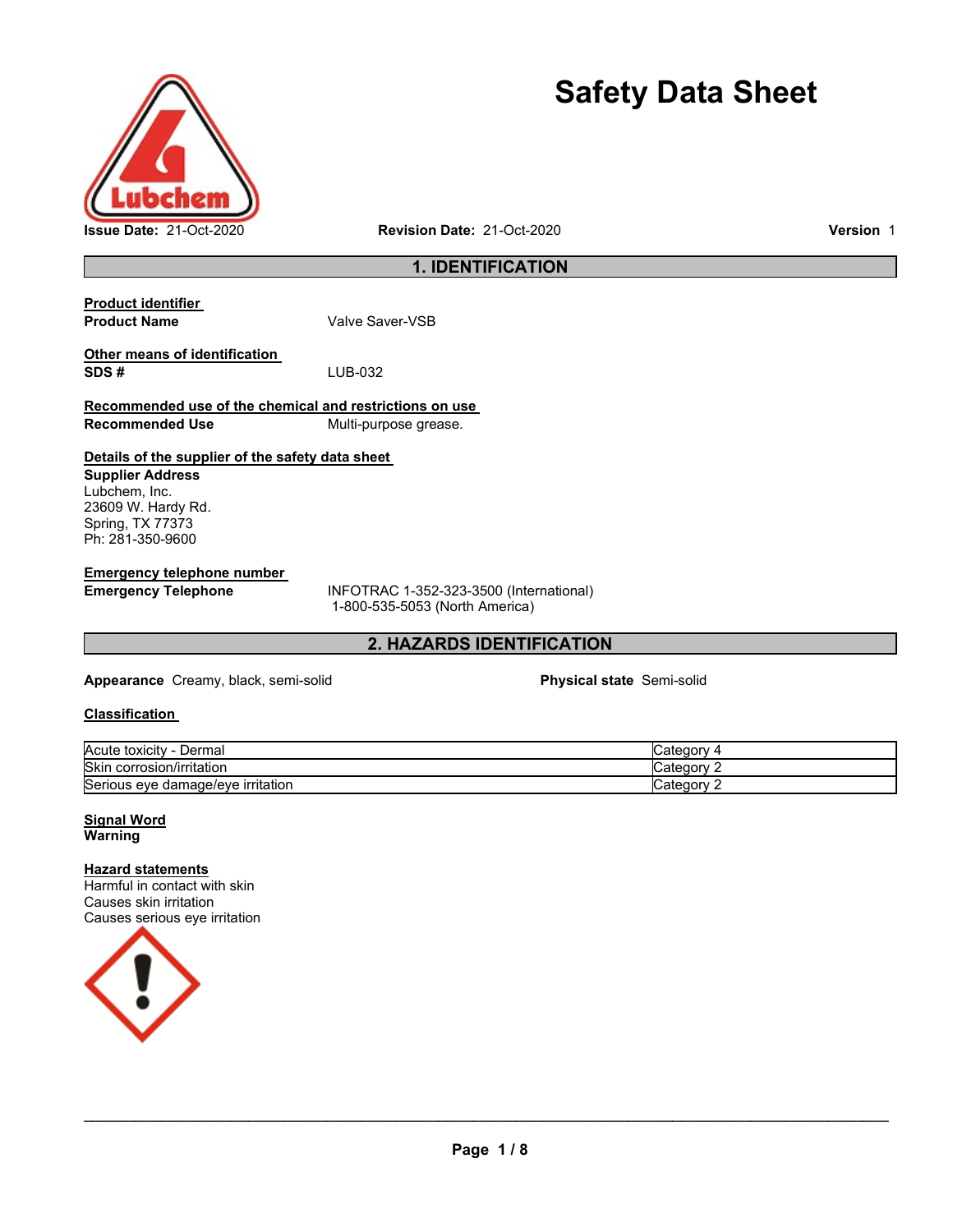# Safety Data Sheet

**Issue Date:** 21-Oct-2020 **Revision Date:** 21-Oct-2020 **Version** 1

## 1. IDENTIFICATION

**Product identifier**

**Product Name** Valve Saver-VSB

**Other means of identification**

**SDS #** LUB-032

**Recommended use of the chemical and restrictions on use**

**Recommended Use** Multi-purpose grease.

**Details of the supplier of the safety data sheet**

**Supplier Address**
Lubchem, Inc.
23609 W. Hardy Rd.
Spring, TX 77373
Ph: 281-350-9600

**Emergency telephone number**

**Emergency Telephone** INFOTRAC 1-352-323-3500 (International)
1-800-535-5053 (North America)

## 2. HAZARDS IDENTIFICATION

**Appearance** Creamy, black, semi-solid

**Physical state** Semi-solid

**Classification**

| | |
|---|---|
| Acute toxicity - Dermal | Category 4 |
| Skin corrosion/irritation | Category 2 |
| Serious eye damage/eye irritation | Category 2 |

**Signal Word**
**Warning**

**Hazard statements**
Harmful in contact with skin
Causes skin irritation
Causes serious eye irritation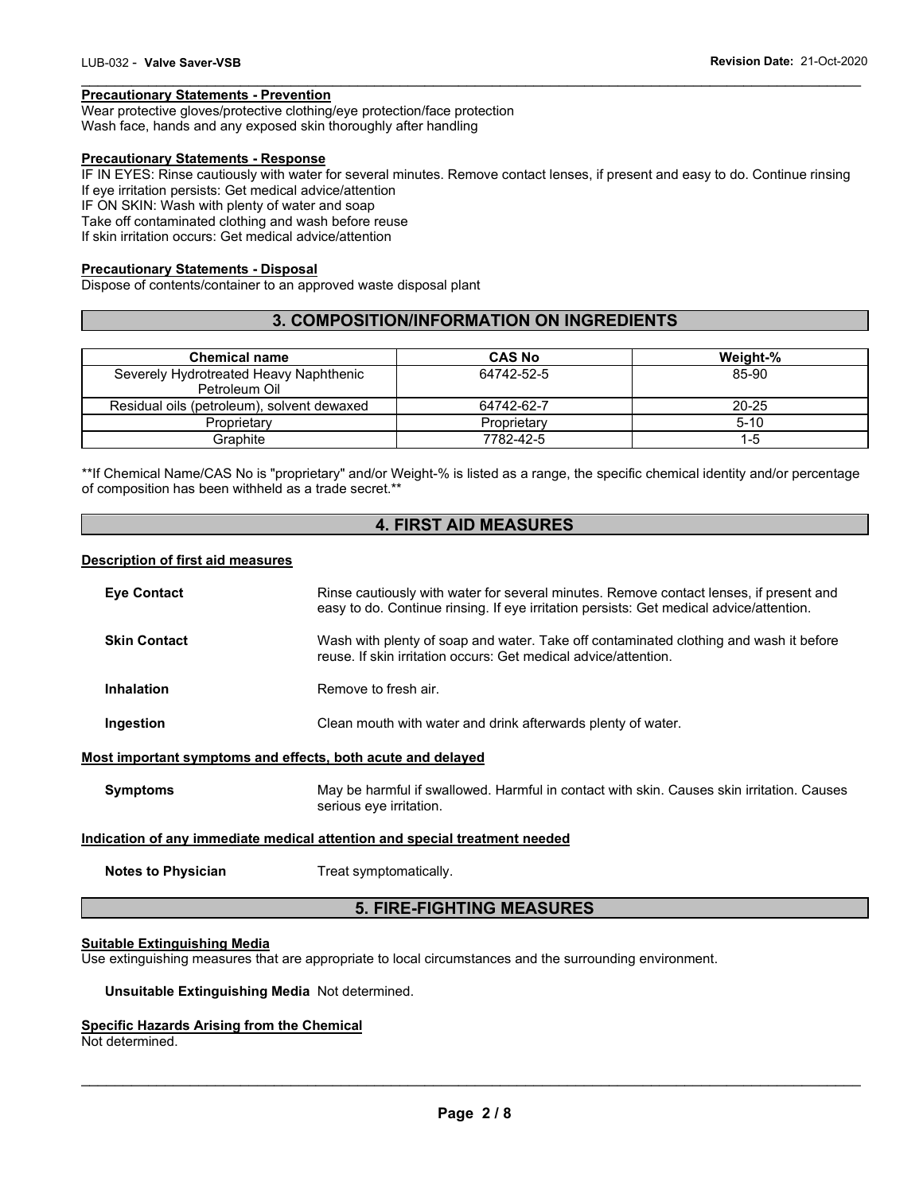#### Precautionary Statements - Prevention

Wear protective gloves/protective clothing/eye protection/face protection
Wash face, hands and any exposed skin thoroughly after handling

#### Precautionary Statements - Response

IF IN EYES: Rinse cautiously with water for several minutes. Remove contact lenses, if present and easy to do. Continue rinsing
If eye irritation persists: Get medical advice/attention
IF ON SKIN: Wash with plenty of water and soap
Take off contaminated clothing and wash before reuse
If skin irritation occurs: Get medical advice/attention

#### Precautionary Statements - Disposal

Dispose of contents/container to an approved waste disposal plant

## 3. COMPOSITION/INFORMATION ON INGREDIENTS

| Chemical name | CAS No | Weight-% |
| --- | --- | --- |
| Severely Hydrotreated Heavy Naphthenic Petroleum Oil | 64742-52-5 | 85-90 |
| Residual oils (petroleum), solvent dewaxed | 64742-62-7 | 20-25 |
| Proprietary | Proprietary | 5-10 |
| Graphite | 7782-42-5 | 1-5 |

**If Chemical Name/CAS No is "proprietary" and/or Weight-% is listed as a range, the specific chemical identity and/or percentage of composition has been withheld as a trade secret.**

## 4. FIRST AID MEASURES

#### Description of first aid measures

**Eye Contact** Rinse cautiously with water for several minutes. Remove contact lenses, if present and easy to do. Continue rinsing. If eye irritation persists: Get medical advice/attention.

**Skin Contact** Wash with plenty of soap and water. Take off contaminated clothing and wash before reuse. If skin irritation occurs: Get medical advice/attention.

**Inhalation** Remove to fresh air.

**Ingestion** Clean mouth with water and drink afterwards plenty of water.

#### Most important symptoms and effects, both acute and delayed

**Symptoms** May be harmful if swallowed. Harmful in contact with skin. Causes skin irritation. Causes serious eye irritation.

#### Indication of any immediate medical attention and special treatment needed

**Notes to Physician** Treat symptomatically.

## 5. FIRE-FIGHTING MEASURES

#### Suitable Extinguishing Media

Use extinguishing measures that are appropriate to local circumstances and the surrounding environment.

**Unsuitable Extinguishing Media** Not determined.

#### Specific Hazards Arising from the Chemical

Not determined.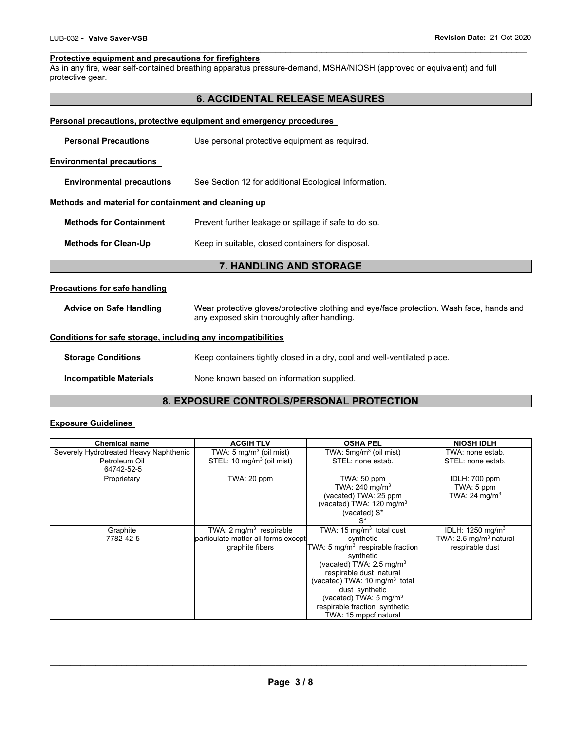**Protective equipment and precautions for firefighters**

As in any fire, wear self-contained breathing apparatus pressure-demand, MSHA/NIOSH (approved or equivalent) and full protective gear.

## 6. ACCIDENTAL RELEASE MEASURES

**Personal precautions, protective equipment and emergency procedures**

**Personal Precautions** Use personal protective equipment as required.

**Environmental precautions**

**Environmental precautions** See Section 12 for additional Ecological Information.

**Methods and material for containment and cleaning up**

**Methods for Containment** Prevent further leakage or spillage if safe to do so.

**Methods for Clean-Up** Keep in suitable, closed containers for disposal.

## 7. HANDLING AND STORAGE

**Precautions for safe handling**

**Advice on Safe Handling** Wear protective gloves/protective clothing and eye/face protection. Wash face, hands and any exposed skin thoroughly after handling.

**Conditions for safe storage, including any incompatibilities**

**Storage Conditions** Keep containers tightly closed in a dry, cool and well-ventilated place.

**Incompatible Materials** None known based on information supplied.

## 8. EXPOSURE CONTROLS/PERSONAL PROTECTION

**Exposure Guidelines**

| Chemical name | ACGIH TLV | OSHA PEL | NIOSH IDLH |
|---|---|---|---|
| Severely Hydrotreated Heavy Naphthenic Petroleum Oil 64742-52-5 | TWA: 5 mg/m$^3$ (oil mist) STEL: 10 mg/m$^3$ (oil mist) | TWA: 5mg/m$^3$ (oil mist) STEL: none estab. | TWA: none estab. STEL: none estab. |
| Proprietary | TWA: 20 ppm | TWA: 50 ppm TWA: 240 mg/m$^3$ (vacated) TWA: 25 ppm (vacated) TWA: 120 mg/m$^3$ (vacated) S* S* | IDLH: 700 ppm TWA: 5 ppm TWA: 24 mg/m$^3$ |
| Graphite 7782-42-5 | TWA: 2 mg/m$^3$ respirable particulate matter all forms except graphite fibers | TWA: 15 mg/m$^3$ total dust synthetic TWA: 5 mg/m$^3$ respirable fraction synthetic (vacated) TWA: 2.5 mg/m$^3$ respirable dust natural (vacated) TWA: 10 mg/m$^3$ total dust synthetic (vacated) TWA: 5 mg/m$^3$ respirable fraction synthetic TWA: 15 mppcf natural | IDLH: 1250 mg/m$^3$ TWA: 2.5 mg/m$^3$ natural respirable dust |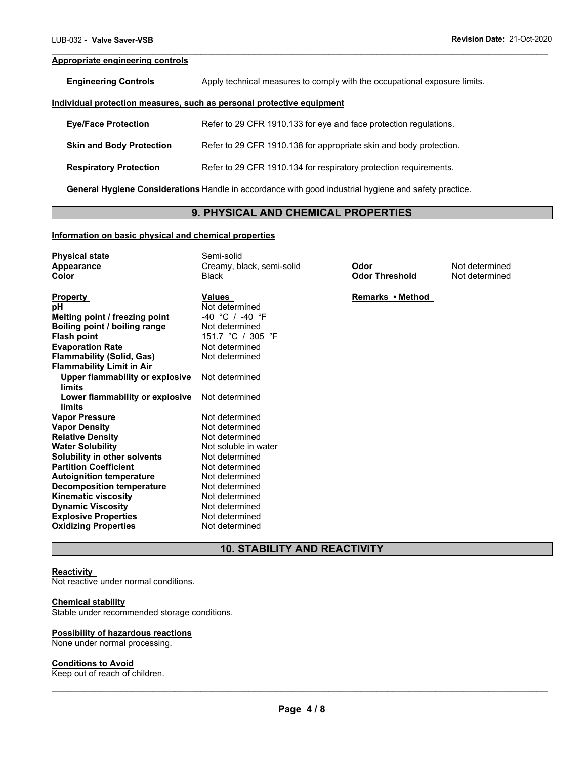**Appropriate engineering controls**

| | |
|---|---|
| **Engineering Controls** | Apply technical measures to comply with the occupational exposure limits. |

**Individual protection measures, such as personal protective equipment**

| | |
|---|---|
| **Eye/Face Protection** | Refer to 29 CFR 1910.133 for eye and face protection regulations. |
| **Skin and Body Protection** | Refer to 29 CFR 1910.138 for appropriate skin and body protection. |
| **Respiratory Protection** | Refer to 29 CFR 1910.134 for respiratory protection requirements. |
| **General Hygiene Considerations** | Handle in accordance with good industrial hygiene and safety practice. |

## 9. PHYSICAL AND CHEMICAL PROPERTIES

**Information on basic physical and chemical properties**

| | | | |
|---|---|---|---|
| **Physical state** | Semi-solid | | |
| **Appearance** | Creamy, black, semi-solid | **Odor** | Not determined |
| **Color** | Black | **Odor Threshold** | Not determined |

| **Property** | **Values** | **Remarks • Method** |
|---|---|---|
| **pH** | Not determined | |
| **Melting point / freezing point** | -40 °C / -40 °F | |
| **Boiling point / boiling range** | Not determined | |
| **Flash point** | 151.7 °C / 305 °F | |
| **Evaporation Rate** | Not determined | |
| **Flammability (Solid, Gas)** | Not determined | |
| **Flammability Limit in Air** | | |
| **Upper flammability or explosive limits** | Not determined | |
| **Lower flammability or explosive limits** | Not determined | |
| **Vapor Pressure** | Not determined | |
| **Vapor Density** | Not determined | |
| **Relative Density** | Not determined | |
| **Water Solubility** | Not soluble in water | |
| **Solubility in other solvents** | Not determined | |
| **Partition Coefficient** | Not determined | |
| **Autoignition temperature** | Not determined | |
| **Decomposition temperature** | Not determined | |
| **Kinematic viscosity** | Not determined | |
| **Dynamic Viscosity** | Not determined | |
| **Explosive Properties** | Not determined | |
| **Oxidizing Properties** | Not determined | |

## 10. STABILITY AND REACTIVITY

**Reactivity**

Not reactive under normal conditions.

**Chemical stability**

Stable under recommended storage conditions.

**Possibility of hazardous reactions**

None under normal processing.

**Conditions to Avoid**

Keep out of reach of children.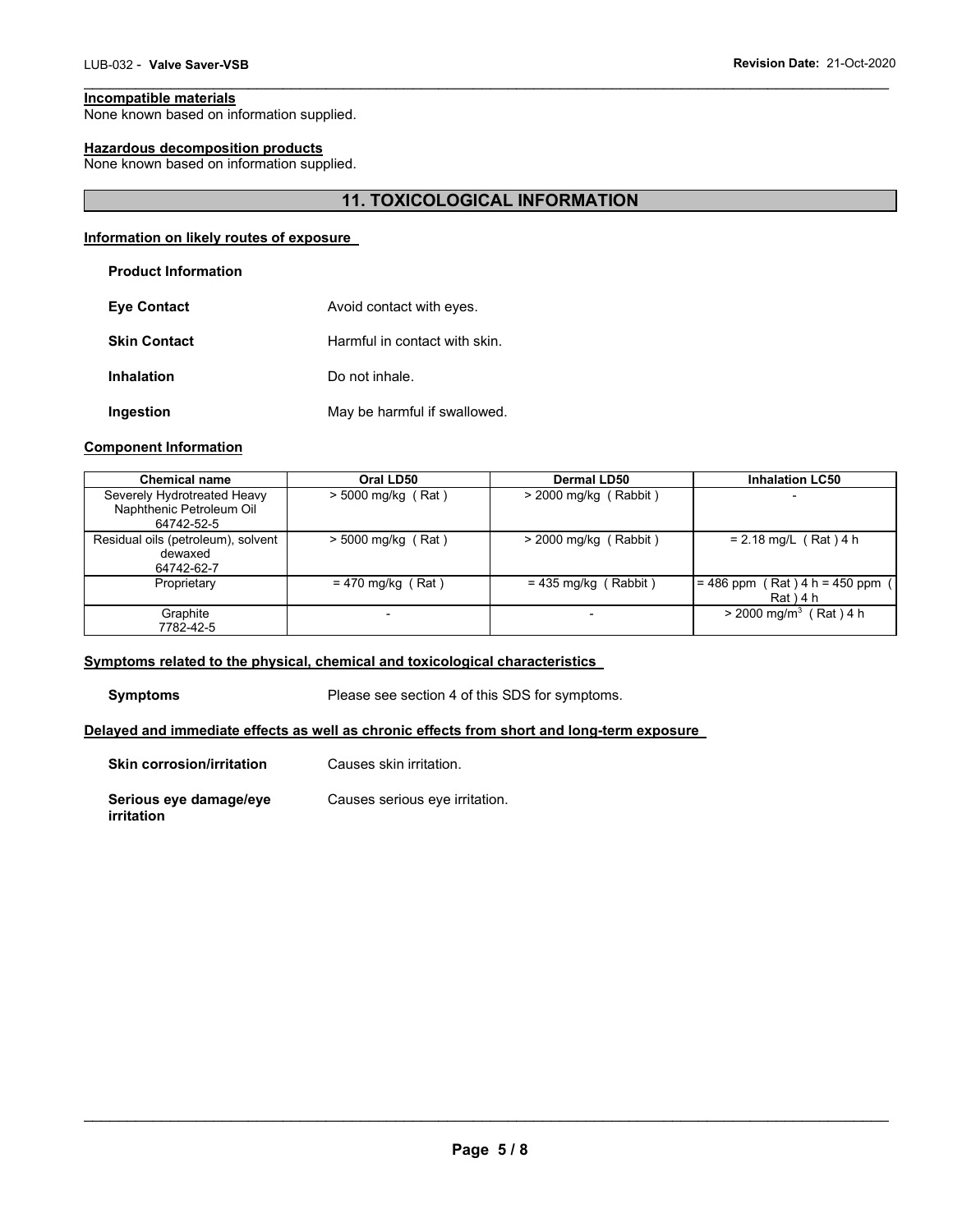**Incompatible materials**
None known based on information supplied.

**Hazardous decomposition products**
None known based on information supplied.

## 11. TOXICOLOGICAL INFORMATION

**Information on likely routes of exposure**

**Product Information**

**Eye Contact** Avoid contact with eyes.

**Skin Contact** Harmful in contact with skin.

**Inhalation** Do not inhale.

**Ingestion** May be harmful if swallowed.

**Component Information**

| Chemical name | Oral LD50 | Dermal LD50 | Inhalation LC50 |
|---|---|---|---|
| Severely Hydrotreated Heavy Naphthenic Petroleum Oil 64742-52-5 | > 5000 mg/kg ( Rat ) | > 2000 mg/kg ( Rabbit ) | - |
| Residual oils (petroleum), solvent dewaxed 64742-62-7 | > 5000 mg/kg ( Rat ) | > 2000 mg/kg ( Rabbit ) | = 2.18 mg/L ( Rat ) 4 h |
| Proprietary | = 470 mg/kg ( Rat ) | = 435 mg/kg ( Rabbit ) | = 486 ppm ( Rat ) 4 h = 450 ppm ( Rat ) 4 h |
| Graphite 7782-42-5 | - | - | > 2000 mg/m$^3$ ( Rat ) 4 h |

**Symptoms related to the physical, chemical and toxicological characteristics**

**Symptoms** Please see section 4 of this SDS for symptoms.

**Delayed and immediate effects as well as chronic effects from short and long-term exposure**

**Skin corrosion/irritation** Causes skin irritation.

**Serious eye damage/eye irritation** Causes serious eye irritation.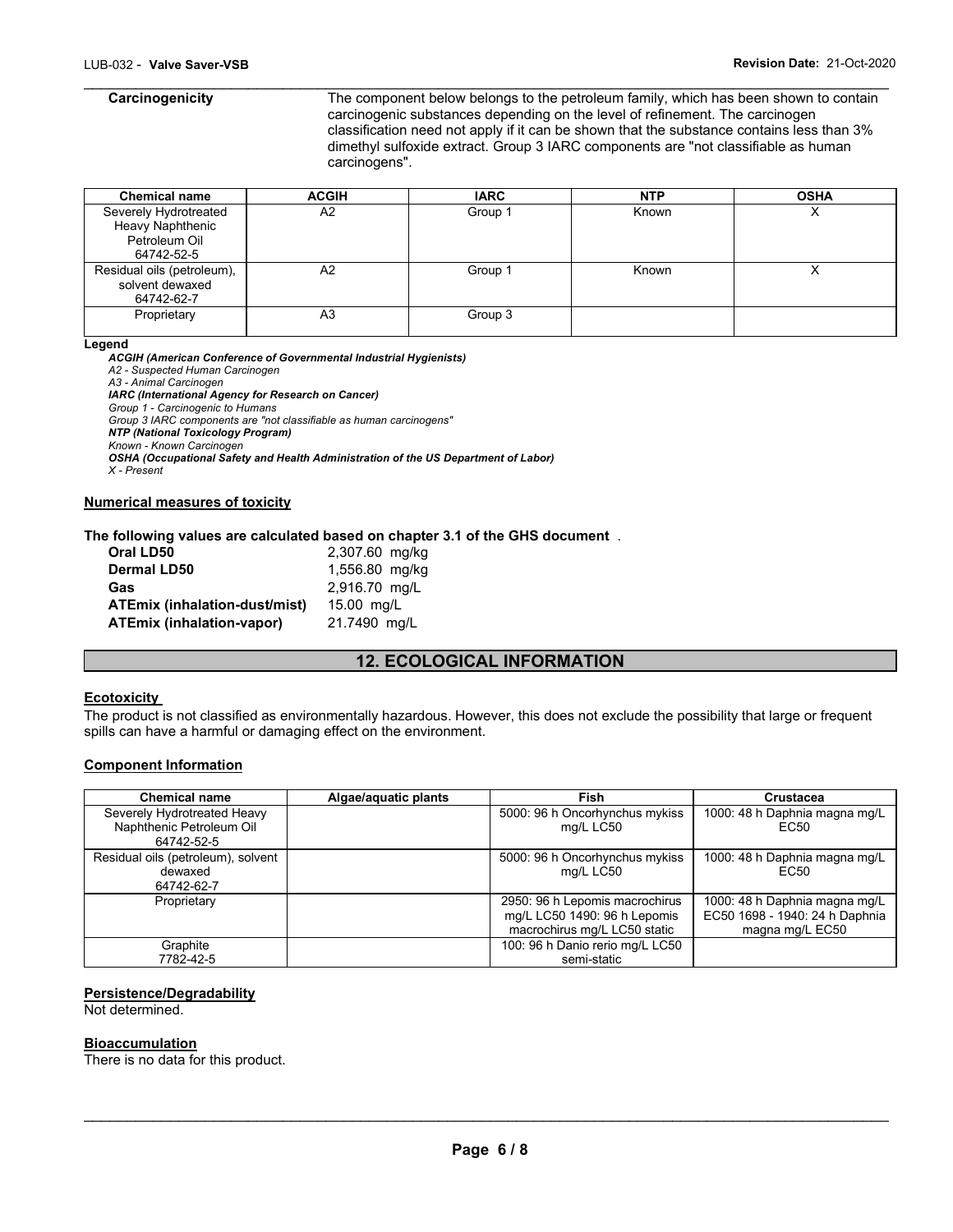**Carcinogenicity** The component below belongs to the petroleum family, which has been shown to contain carcinogenic substances depending on the level of refinement. The carcinogen classification need not apply if it can be shown that the substance contains less than 3% dimethyl sulfoxide extract. Group 3 IARC components are "not classifiable as human carcinogens".

| Chemical name | ACGIH | IARC | NTP | OSHA |
|---|---|---|---|---|
| Severely Hydrotreated Heavy Naphthenic Petroleum Oil 64742-52-5 | A2 | Group 1 | Known | X |
| Residual oils (petroleum), solvent dewaxed 64742-62-7 | A2 | Group 1 | Known | X |
| Proprietary | A3 | Group 3 | | |

**Legend**

***ACGIH (American Conference of Governmental Industrial Hygienists)***
*A2 - Suspected Human Carcinogen*
*A3 - Animal Carcinogen*
***IARC (International Agency for Research on Cancer)***
*Group 1 - Carcinogenic to Humans*
*Group 3 IARC components are "not classifiable as human carcinogens"*
***NTP (National Toxicology Program)***
*Known - Known Carcinogen*
***OSHA (Occupational Safety and Health Administration of the US Department of Labor)***
*X - Present*

**Numerical measures of toxicity**

**The following values are calculated based on chapter 3.1 of the GHS document** .

| | |
|---|---|
| **Oral LD50** | 2,307.60 mg/kg |
| **Dermal LD50** | 1,556.80 mg/kg |
| **Gas** | 2,916.70 mg/L |
| **ATEmix (inhalation-dust/mist)** | 15.00 mg/L |
| **ATEmix (inhalation-vapor)** | 21.7490 mg/L |

## 12. ECOLOGICAL INFORMATION

**Ecotoxicity**

The product is not classified as environmentally hazardous. However, this does not exclude the possibility that large or frequent spills can have a harmful or damaging effect on the environment.

**Component Information**

| Chemical name | Algae/aquatic plants | Fish | Crustacea |
|---|---|---|---|
| Severely Hydrotreated Heavy Naphthenic Petroleum Oil 64742-52-5 | | 5000: 96 h Oncorhynchus mykiss mg/L LC50 | 1000: 48 h Daphnia magna mg/L EC50 |
| Residual oils (petroleum), solvent dewaxed 64742-62-7 | | 5000: 96 h Oncorhynchus mykiss mg/L LC50 | 1000: 48 h Daphnia magna mg/L EC50 |
| Proprietary | | 2950: 96 h Lepomis macrochirus mg/L LC50 1490: 96 h Lepomis macrochirus mg/L LC50 static | 1000: 48 h Daphnia magna mg/L EC50 1698 - 1940: 24 h Daphnia magna mg/L EC50 |
| Graphite 7782-42-5 | | 100: 96 h Danio rerio mg/L LC50 semi-static | |

**Persistence/Degradability**

Not determined.

**Bioaccumulation**

There is no data for this product.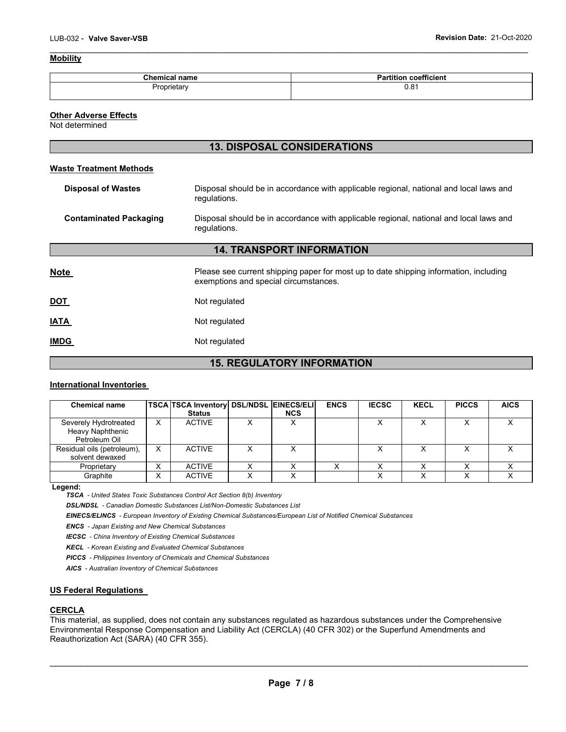### Mobility

| Chemical name | Partition coefficient |
|---|---|
| Proprietary | 0.81 |

### Other Adverse Effects

Not determined

## 13. DISPOSAL CONSIDERATIONS

### Waste Treatment Methods

**Disposal of Wastes** Disposal should be in accordance with applicable regional, national and local laws and regulations.

**Contaminated Packaging** Disposal should be in accordance with applicable regional, national and local laws and regulations.

## 14. TRANSPORT INFORMATION

**Note** Please see current shipping paper for most up to date shipping information, including exemptions and special circumstances.

**DOT** Not regulated

**IATA** Not regulated

**IMDG** Not regulated

## 15. REGULATORY INFORMATION

### International Inventories

| Chemical name | TSCA | TSCA Inventory Status | DSL/NDSL | EINECS/ELINCS | ENCS | IECSC | KECL | PICCS | AICS |
|---|---|---|---|---|---|---|---|---|---|
| Severely Hydrotreated Heavy Naphthenic Petroleum Oil | X | ACTIVE | X | X | | X | X | X | X |
| Residual oils (petroleum), solvent dewaxed | X | ACTIVE | X | X | | X | X | X | X |
| Proprietary | X | ACTIVE | X | X | X | X | X | X | X |
| Graphite | X | ACTIVE | X | X | | X | X | X | X |

**Legend:**

***TSCA*** *- United States Toxic Substances Control Act Section 8(b) Inventory*

***DSL/NDSL*** *- Canadian Domestic Substances List/Non-Domestic Substances List*

***EINECS/ELINCS*** *- European Inventory of Existing Chemical Substances/European List of Notified Chemical Substances*

***ENCS*** *- Japan Existing and New Chemical Substances*

***IECSC*** *- China Inventory of Existing Chemical Substances*

***KECL*** *- Korean Existing and Evaluated Chemical Substances*

***PICCS*** *- Philippines Inventory of Chemicals and Chemical Substances*

***AICS*** *- Australian Inventory of Chemical Substances*

### US Federal Regulations

**CERCLA**

This material, as supplied, does not contain any substances regulated as hazardous substances under the Comprehensive Environmental Response Compensation and Liability Act (CERCLA) (40 CFR 302) or the Superfund Amendments and Reauthorization Act (SARA) (40 CFR 355).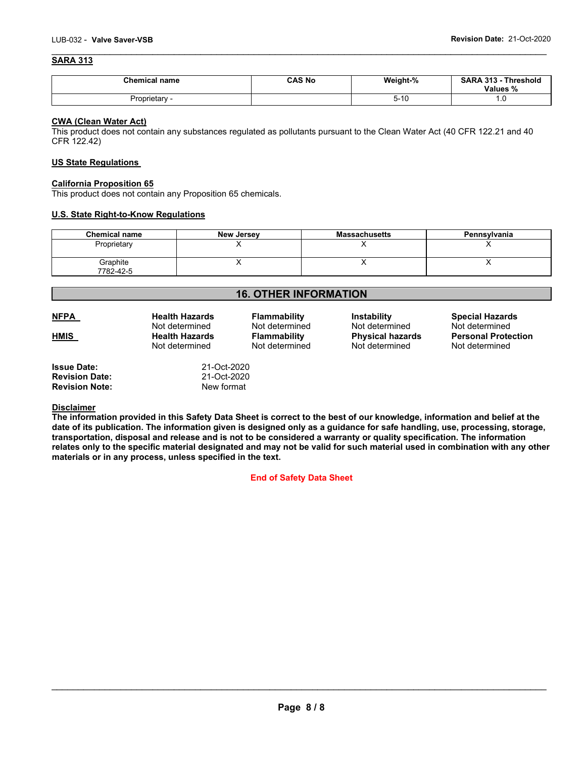### SARA 313

| Chemical name | CAS No | Weight-% | SARA 313 - Threshold Values % |
|---|---|---|---|
| Proprietary - | | 5-10 | 1.0 |

### CWA (Clean Water Act)

This product does not contain any substances regulated as pollutants pursuant to the Clean Water Act (40 CFR 122.21 and 40 CFR 122.42)

### US State Regulations

### California Proposition 65

This product does not contain any Proposition 65 chemicals.

### U.S. State Right-to-Know Regulations

| Chemical name | New Jersey | Massachusetts | Pennsylvania |
|---|---|---|---|
| Proprietary | X | X | X |
| Graphite 7782-42-5 | X | X | X |

## 16. OTHER INFORMATION

| | | | | |
|---|---|---|---|---|
| **NFPA** | **Health Hazards** Not determined | **Flammability** Not determined | **Instability** Not determined | **Special Hazards** Not determined |
| **HMIS** | **Health Hazards** Not determined | **Flammability** Not determined | **Physical hazards** Not determined | **Personal Protection** Not determined |

**Issue Date:** 21-Oct-2020
**Revision Date:** 21-Oct-2020
**Revision Note:** New format

### Disclaimer

**The information provided in this Safety Data Sheet is correct to the best of our knowledge, information and belief at the date of its publication. The information given is designed only as a guidance for safe handling, use, processing, storage, transportation, disposal and release and is not to be considered a warranty or quality specification. The information relates only to the specific material designated and may not be valid for such material used in combination with any other materials or in any process, unless specified in the text.**

**End of Safety Data Sheet**